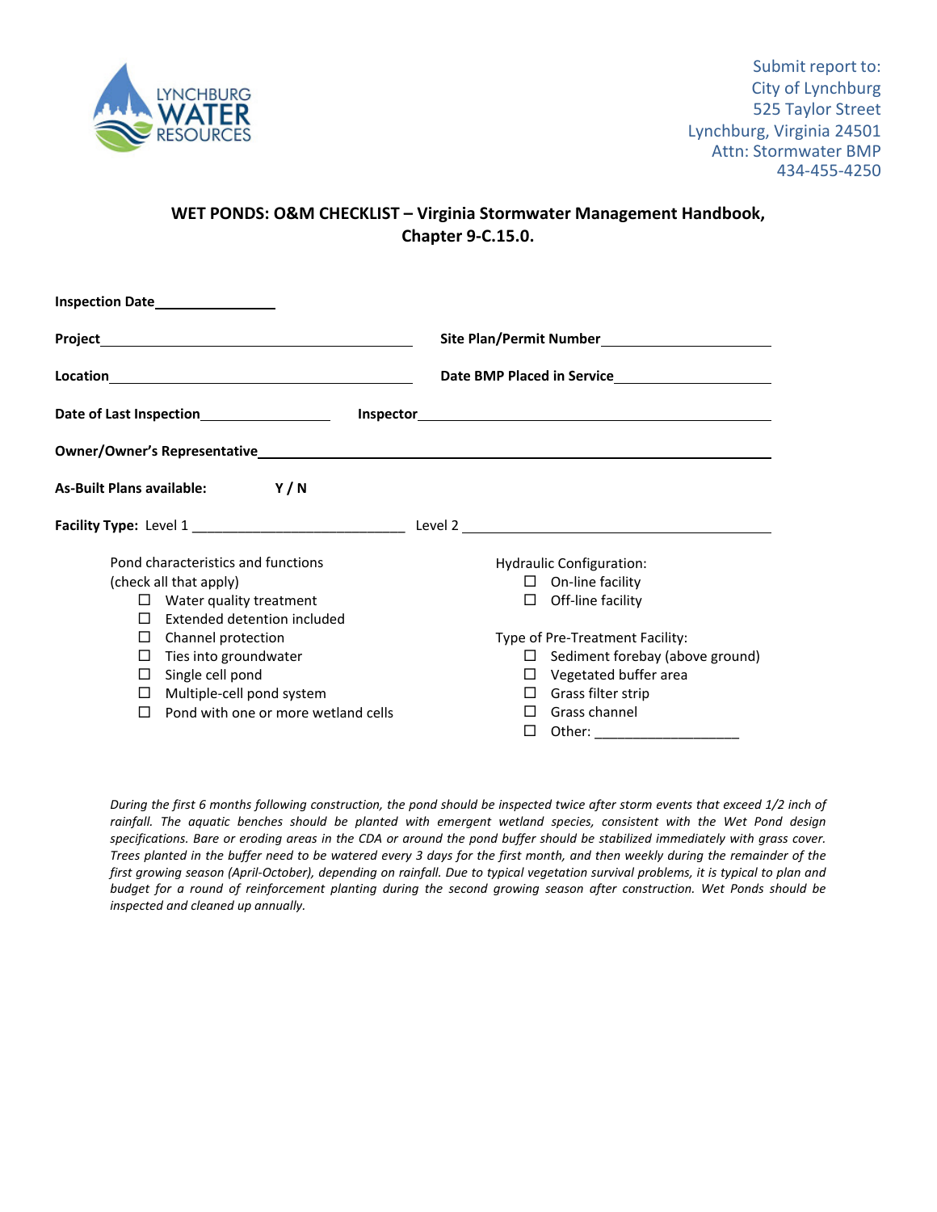LYNCHBURG WATER RESOURCES

Submit report to:
City of Lynchburg
525 Taylor Street
Lynchburg, Virginia 24501
Attn: Stormwater BMP
434-455-4250

## WET PONDS: O&M CHECKLIST – Virginia Stormwater Management Handbook, Chapter 9-C.15.0.

**Inspection Date**\_\_\_\_\_\_\_\_\_\_\_\_\_\_\_

**Project**\_\_\_\_\_\_\_\_\_\_\_\_\_\_\_\_\_\_\_\_\_\_\_\_\_\_\_\_\_\_\_\_\_\_\_\_\_\_\_\_ **Site Plan/Permit Number**\_\_\_\_\_\_\_\_\_\_\_\_\_\_\_\_\_\_\_\_\_

**Location**\_\_\_\_\_\_\_\_\_\_\_\_\_\_\_\_\_\_\_\_\_\_\_\_\_\_\_\_\_\_\_\_\_\_\_\_\_\_\_\_ **Date BMP Placed in Service**\_\_\_\_\_\_\_\_\_\_\_\_\_\_\_\_\_\_\_\_

**Date of Last Inspection**\_\_\_\_\_\_\_\_\_\_\_\_\_\_\_\_ **Inspector**\_\_\_\_\_\_\_\_\_\_\_\_\_\_\_\_\_\_\_\_\_\_\_\_\_\_\_\_\_\_\_\_\_\_\_\_\_\_\_\_\_\_\_\_

**Owner/Owner's Representative**\_\_\_\_\_\_\_\_\_\_\_\_\_\_\_\_\_\_\_\_\_\_\_\_\_\_\_\_\_\_\_\_\_\_\_\_\_\_\_\_\_\_\_\_\_\_\_\_\_\_\_\_\_\_\_\_\_\_\_\_

**As-Built Plans available:** **Y / N**

**Facility Type:** Level 1 \_\_\_\_\_\_\_\_\_\_\_\_\_\_\_\_\_\_\_\_\_\_\_\_\_\_\_ Level 2 \_\_\_\_\_\_\_\_\_\_\_\_\_\_\_\_\_\_\_\_\_\_\_\_\_\_\_\_\_\_\_\_\_\_\_\_\_\_\_\_

Pond characteristics and functions (check all that apply)

- ☐ Water quality treatment
- ☐ Extended detention included
- ☐ Channel protection
- ☐ Ties into groundwater
- ☐ Single cell pond
- ☐ Multiple-cell pond system
- ☐ Pond with one or more wetland cells

Hydraulic Configuration:

- ☐ On-line facility
- ☐ Off-line facility

Type of Pre-Treatment Facility:

- ☐ Sediment forebay (above ground)
- ☐ Vegetated buffer area
- ☐ Grass filter strip
- ☐ Grass channel
- ☐ Other: \_\_\_\_\_\_\_\_\_\_\_\_\_\_\_\_\_\_\_

*During the first 6 months following construction, the pond should be inspected twice after storm events that exceed 1/2 inch of rainfall. The aquatic benches should be planted with emergent wetland species, consistent with the Wet Pond design specifications. Bare or eroding areas in the CDA or around the pond buffer should be stabilized immediately with grass cover. Trees planted in the buffer need to be watered every 3 days for the first month, and then weekly during the remainder of the first growing season (April-October), depending on rainfall. Due to typical vegetation survival problems, it is typical to plan and budget for a round of reinforcement planting during the second growing season after construction. Wet Ponds should be inspected and cleaned up annually.*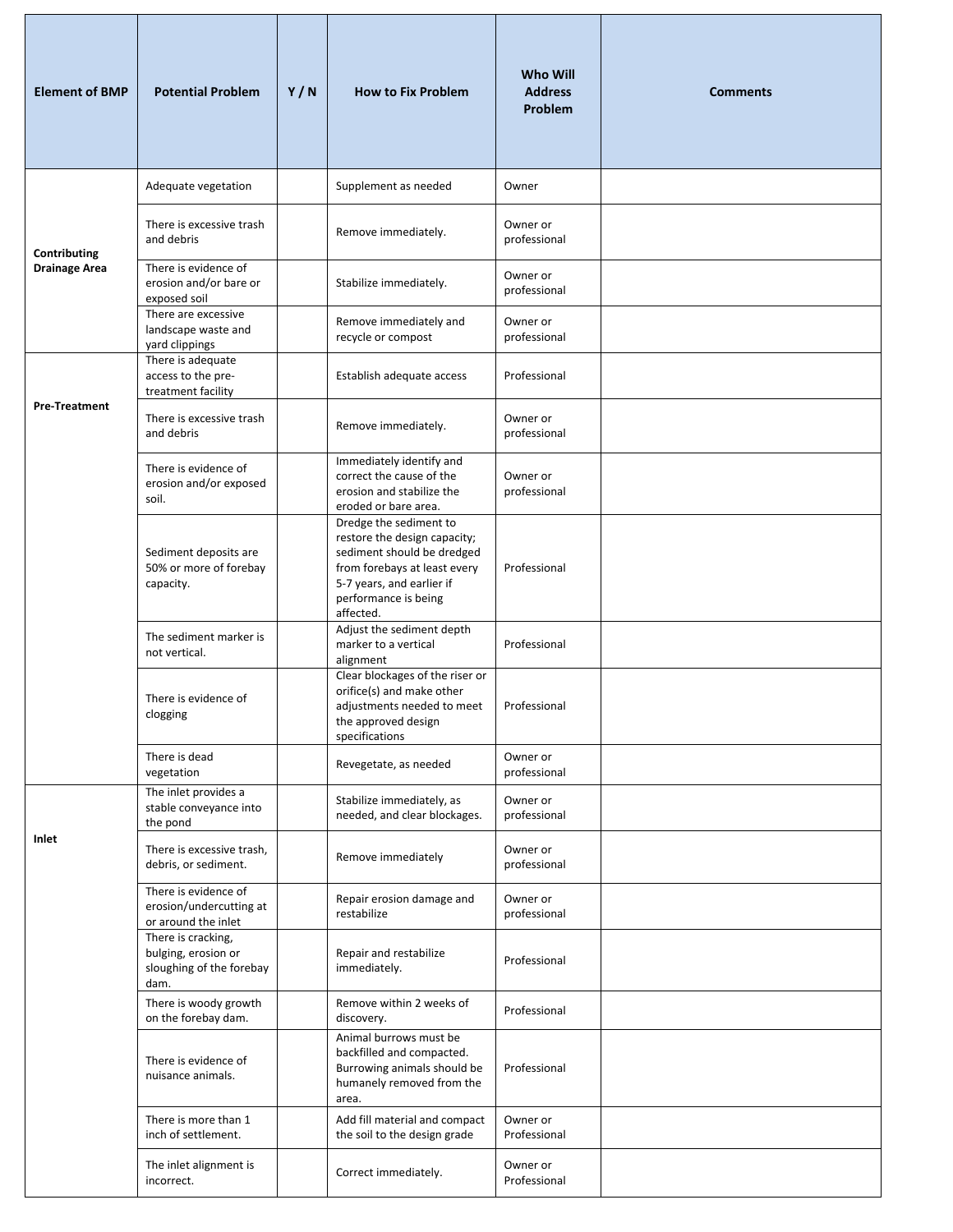| Element of BMP | Potential Problem | Y / N | How to Fix Problem | Who Will Address Problem | Comments |
|---|---|---|---|---|---|
| Contributing Drainage Area | Adequate vegetation | | Supplement as needed | Owner | |
| | There is excessive trash and debris | | Remove immediately. | Owner or professional | |
| | There is evidence of erosion and/or bare or exposed soil | | Stabilize immediately. | Owner or professional | |
| | There are excessive landscape waste and yard clippings | | Remove immediately and recycle or compost | Owner or professional | |
| Pre-Treatment | There is adequate access to the pre-treatment facility | | Establish adequate access | Professional | |
| | There is excessive trash and debris | | Remove immediately. | Owner or professional | |
| | There is evidence of erosion and/or exposed soil. | | Immediately identify and correct the cause of the erosion and stabilize the eroded or bare area. | Owner or professional | |
| | Sediment deposits are 50% or more of forebay capacity. | | Dredge the sediment to restore the design capacity; sediment should be dredged from forebays at least every 5-7 years, and earlier if performance is being affected. | Professional | |
| | The sediment marker is not vertical. | | Adjust the sediment depth marker to a vertical alignment | Professional | |
| | There is evidence of clogging | | Clear blockages of the riser or orifice(s) and make other adjustments needed to meet the approved design specifications | Professional | |
| | There is dead vegetation | | Revegetate, as needed | Owner or professional | |
| Inlet | The inlet provides a stable conveyance into the pond | | Stabilize immediately, as needed, and clear blockages. | Owner or professional | |
| | There is excessive trash, debris, or sediment. | | Remove immediately | Owner or professional | |
| | There is evidence of erosion/undercutting at or around the inlet | | Repair erosion damage and restabilize | Owner or professional | |
| | There is cracking, bulging, erosion or sloughing of the forebay dam. | | Repair and restabilize immediately. | Professional | |
| | There is woody growth on the forebay dam. | | Remove within 2 weeks of discovery. | Professional | |
| | There is evidence of nuisance animals. | | Animal burrows must be backfilled and compacted. Burrowing animals should be humanely removed from the area. | Professional | |
| | There is more than 1 inch of settlement. | | Add fill material and compact the soil to the design grade | Owner or Professional | |
| | The inlet alignment is incorrect. | | Correct immediately. | Owner or Professional | |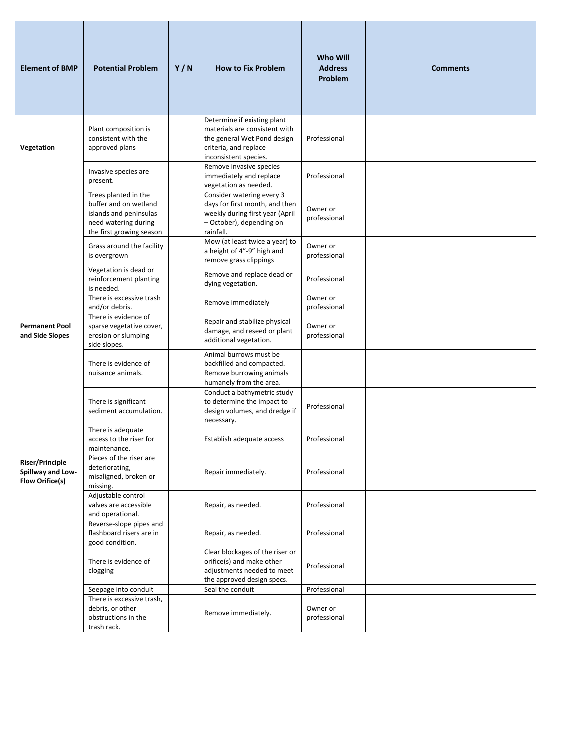| Element of BMP | Potential Problem | Y / N | How to Fix Problem | Who Will Address Problem | Comments |
|---|---|---|---|---|---|
| **Vegetation** | Plant composition is consistent with the approved plans | | Determine if existing plant materials are consistent with the general Wet Pond design criteria, and replace inconsistent species. | Professional | |
| | Invasive species are present. | | Remove invasive species immediately and replace vegetation as needed. | Professional | |
| | Trees planted in the buffer and on wetland islands and peninsulas need watering during the first growing season | | Consider watering every 3 days for first month, and then weekly during first year (April – October), depending on rainfall. | Owner or professional | |
| | Grass around the facility is overgrown | | Mow (at least twice a year) to a height of 4"-9" high and remove grass clippings | Owner or professional | |
| | Vegetation is dead or reinforcement planting is needed. | | Remove and replace dead or dying vegetation. | Professional | |
| **Permanent Pool and Side Slopes** | There is excessive trash and/or debris. | | Remove immediately | Owner or professional | |
| | There is evidence of sparse vegetative cover, erosion or slumping side slopes. | | Repair and stabilize physical damage, and reseed or plant additional vegetation. | Owner or professional | |
| | There is evidence of nuisance animals. | | Animal burrows must be backfilled and compacted. Remove burrowing animals humanely from the area. | | |
| | There is significant sediment accumulation. | | Conduct a bathymetric study to determine the impact to design volumes, and dredge if necessary. | Professional | |
| **Riser/Principle Spillway and Low-Flow Orifice(s)** | There is adequate access to the riser for maintenance. | | Establish adequate access | Professional | |
| | Pieces of the riser are deteriorating, misaligned, broken or missing. | | Repair immediately. | Professional | |
| | Adjustable control valves are accessible and operational. | | Repair, as needed. | Professional | |
| | Reverse-slope pipes and flashboard risers are in good condition. | | Repair, as needed. | Professional | |
| | There is evidence of clogging | | Clear blockages of the riser or orifice(s) and make other adjustments needed to meet the approved design specs. | Professional | |
| | Seepage into conduit | | Seal the conduit | Professional | |
| | There is excessive trash, debris, or other obstructions in the trash rack. | | Remove immediately. | Owner or professional | |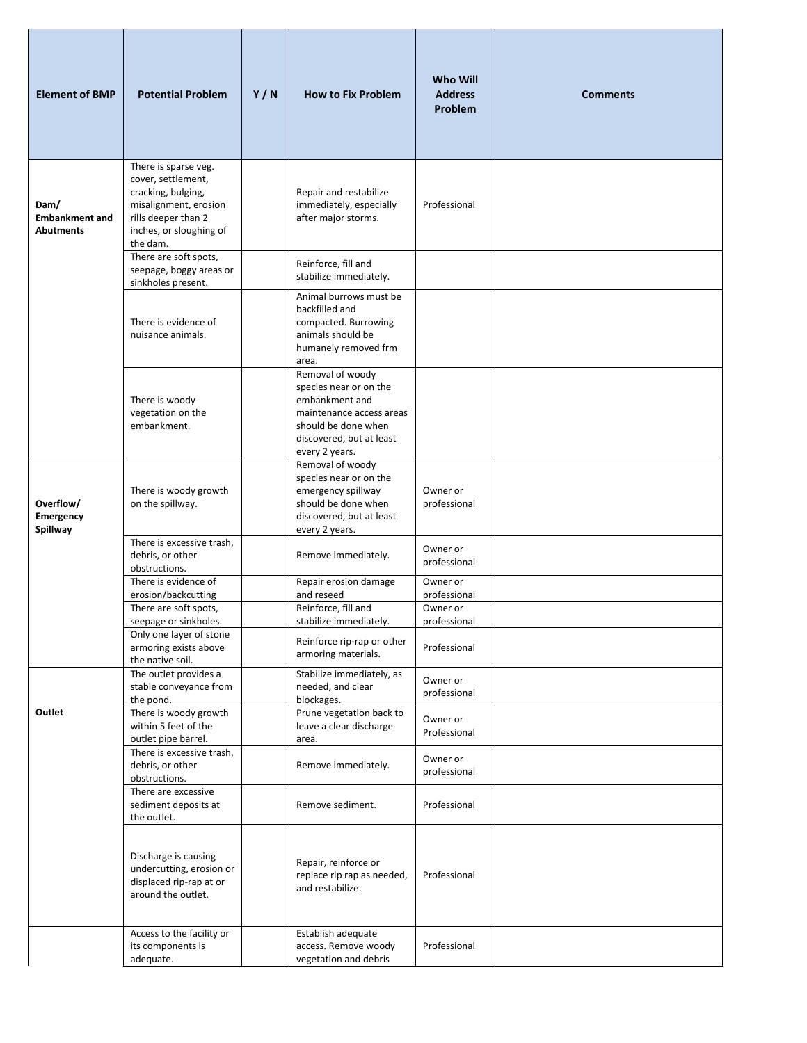| Element of BMP | Potential Problem | Y / N | How to Fix Problem | Who Will Address Problem | Comments |
|---|---|---|---|---|---|
| **Dam/ Embankment and Abutments** | There is sparse veg. cover, settlement, cracking, bulging, misalignment, erosion rills deeper than 2 inches, or sloughing of the dam. | | Repair and restabilize immediately, especially after major storms. | Professional | |
| | There are soft spots, seepage, boggy areas or sinkholes present. | | Reinforce, fill and stabilize immediately. | | |
| | There is evidence of nuisance animals. | | Animal burrows must be backfilled and compacted. Burrowing animals should be humanely removed frm area. | | |
| | There is woody vegetation on the embankment. | | Removal of woody species near or on the embankment and maintenance access areas should be done when discovered, but at least every 2 years. | | |
| **Overflow/ Emergency Spillway** | There is woody growth on the spillway. | | Removal of woody species near or on the emergency spillway should be done when discovered, but at least every 2 years. | Owner or professional | |
| | There is excessive trash, debris, or other obstructions. | | Remove immediately. | Owner or professional | |
| | There is evidence of erosion/backcutting | | Repair erosion damage and reseed | Owner or professional | |
| | There are soft spots, seepage or sinkholes. | | Reinforce, fill and stabilize immediately. | Owner or professional | |
| | Only one layer of stone armoring exists above the native soil. | | Reinforce rip-rap or other armoring materials. | Professional | |
| **Outlet** | The outlet provides a stable conveyance from the pond. | | Stabilize immediately, as needed, and clear blockages. | Owner or professional | |
| | There is woody growth within 5 feet of the outlet pipe barrel. | | Prune vegetation back to leave a clear discharge area. | Owner or Professional | |
| | There is excessive trash, debris, or other obstructions. | | Remove immediately. | Owner or professional | |
| | There are excessive sediment deposits at the outlet. | | Remove sediment. | Professional | |
| | Discharge is causing undercutting, erosion or displaced rip-rap at or around the outlet. | | Repair, reinforce or replace rip rap as needed, and restabilize. | Professional | |
| | Access to the facility or its components is adequate. | | Establish adequate access. Remove woody vegetation and debris | Professional | |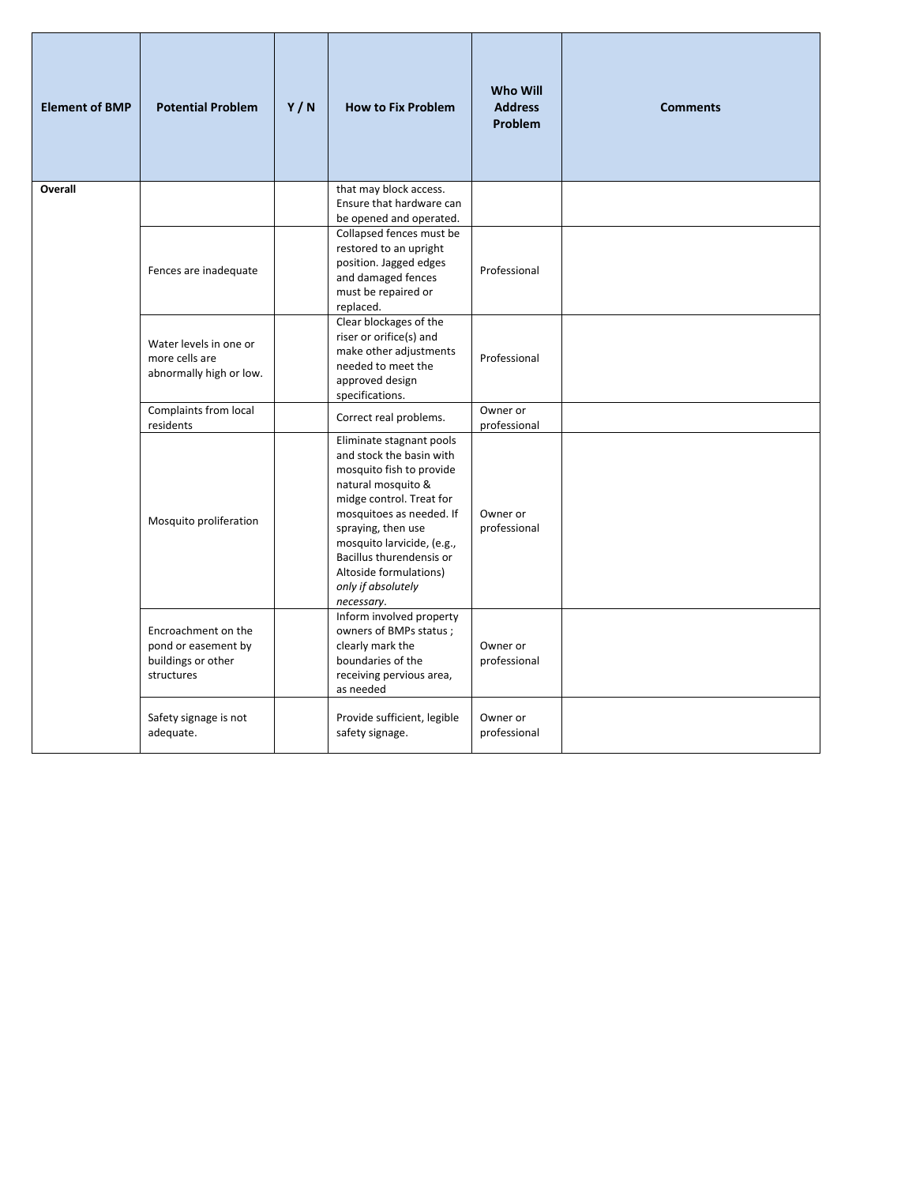| Element of BMP | Potential Problem | Y / N | How to Fix Problem | Who Will Address Problem | Comments |
|---|---|---|---|---|---|
| **Overall** | | | that may block access. Ensure that hardware can be opened and operated. | | |
| | Fences are inadequate | | Collapsed fences must be restored to an upright position. Jagged edges and damaged fences must be repaired or replaced. | Professional | |
| | Water levels in one or more cells are abnormally high or low. | | Clear blockages of the riser or orifice(s) and make other adjustments needed to meet the approved design specifications. | Professional | |
| | Complaints from local residents | | Correct real problems. | Owner or professional | |
| | Mosquito proliferation | | Eliminate stagnant pools and stock the basin with mosquito fish to provide natural mosquito & midge control. Treat for mosquitoes as needed. If spraying, then use mosquito larvicide, (e.g., Bacillus thurendensis or Altoside formulations) *only if absolutely necessary*. | Owner or professional | |
| | Encroachment on the pond or easement by buildings or other structures | | Inform involved property owners of BMPs status ; clearly mark the boundaries of the receiving pervious area, as needed | Owner or professional | |
| | Safety signage is not adequate. | | Provide sufficient, legible safety signage. | Owner or professional | |